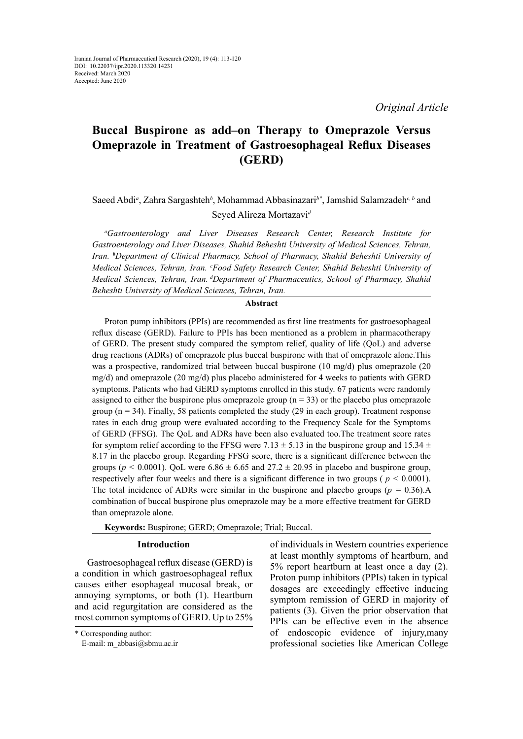Iranian Journal of Pharmaceutical Research (2020), 19 (4): 113-120
DOI: 10.22037/ijpr.2020.113320.14231
Received: March 2020
Accepted: June 2020

*Original Article*

# Buccal Buspirone as add–on Therapy to Omeprazole Versus Omeprazole in Treatment of Gastroesophageal Reflux Diseases (GERD)

Saeed Abdi[a], Zahra Sargashteh[b], Mohammad Abbasinazari[b*], Jamshid Salamzadeh[c, b] and Seyed Alireza Mortazavi[d]

*[a]Gastroenterology and Liver Diseases Research Center, Research Institute for Gastroenterology and Liver Diseases, Shahid Beheshti University of Medical Sciences, Tehran, Iran. [b]Department of Clinical Pharmacy, School of Pharmacy, Shahid Beheshti University of Medical Sciences, Tehran, Iran. [c]Food Safety Research Center, Shahid Beheshti University of Medical Sciences, Tehran, Iran. [d]Department of Pharmaceutics, School of Pharmacy, Shahid Beheshti University of Medical Sciences, Tehran, Iran.*

## Abstract

Proton pump inhibitors (PPIs) are recommended as first line treatments for gastroesophageal reflux disease (GERD). Failure to PPIs has been mentioned as a problem in pharmacotherapy of GERD. The present study compared the symptom relief, quality of life (QoL) and adverse drug reactions (ADRs) of omeprazole plus buccal buspirone with that of omeprazole alone.This was a prospective, randomized trial between buccal buspirone (10 mg/d) plus omeprazole (20 mg/d) and omeprazole (20 mg/d) plus placebo administered for 4 weeks to patients with GERD symptoms. Patients who had GERD symptoms enrolled in this study. 67 patients were randomly assigned to either the buspirone plus omeprazole group (n = 33) or the placebo plus omeprazole group (n = 34). Finally, 58 patients completed the study (29 in each group). Treatment response rates in each drug group were evaluated according to the Frequency Scale for the Symptoms of GERD (FFSG). The QoL and ADRs have been also evaluated too.The treatment score rates for symptom relief according to the FFSG were 7.13 ± 5.13 in the buspirone group and 15.34 ± 8.17 in the placebo group. Regarding FFSG score, there is a significant difference between the groups ($p < 0.0001$). QoL were 6.86 ± 6.65 and 27.2 ± 20.95 in placebo and buspirone group, respectively after four weeks and there is a significant difference in two groups ( $p < 0.0001$). The total incidence of ADRs were similar in the buspirone and placebo groups ($p = 0.36$).A combination of buccal buspirone plus omeprazole may be a more effective treatment for GERD than omeprazole alone.

**Keywords:** Buspirone; GERD; Omeprazole; Trial; Buccal.

## Introduction

Gastroesophageal reflux disease (GERD) is a condition in which gastroesophageal reflux causes either esophageal mucosal break, or annoying symptoms, or both (1). Heartburn and acid regurgitation are considered as the most common symptoms of GERD. Up to 25% of individuals in Western countries experience at least monthly symptoms of heartburn, and 5% report heartburn at least once a day (2). Proton pump inhibitors (PPIs) taken in typical dosages are exceedingly effective inducing symptom remission of GERD in majority of patients (3). Given the prior observation that PPIs can be effective even in the absence of endoscopic evidence of injury,many professional societies like American College

\* Corresponding author:
E-mail: m_abbasi@sbmu.ac.ir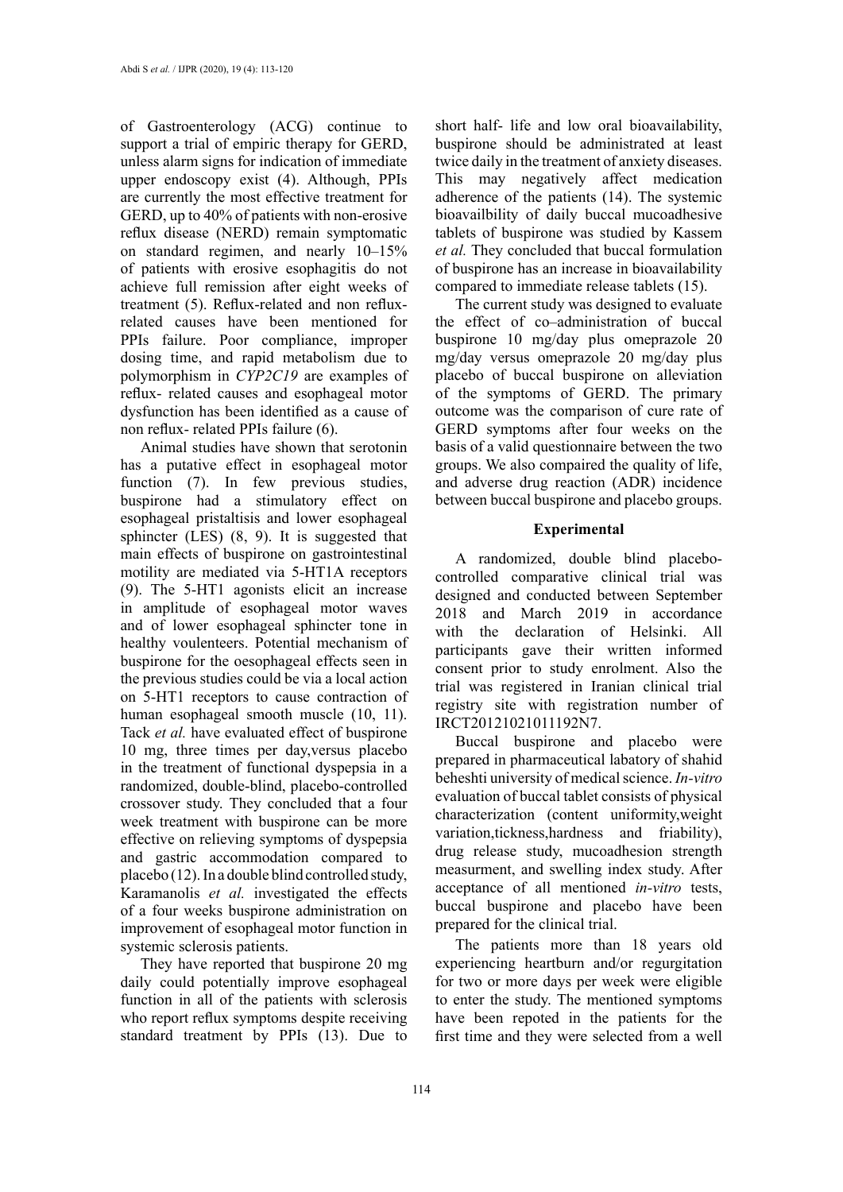of Gastroenterology (ACG) continue to support a trial of empiric therapy for GERD, unless alarm signs for indication of immediate upper endoscopy exist (4). Although, PPIs are currently the most effective treatment for GERD, up to 40% of patients with non-erosive reflux disease (NERD) remain symptomatic on standard regimen, and nearly 10–15% of patients with erosive esophagitis do not achieve full remission after eight weeks of treatment (5). Reflux-related and non reflux-related causes have been mentioned for PPIs failure. Poor compliance, improper dosing time, and rapid metabolism due to polymorphism in *CYP2C19* are examples of reflux- related causes and esophageal motor dysfunction has been identified as a cause of non reflux- related PPIs failure (6).

Animal studies have shown that serotonin has a putative effect in esophageal motor function (7). In few previous studies, buspirone had a stimulatory effect on esophageal pristaltisis and lower esophageal sphincter (LES) (8, 9). It is suggested that main effects of buspirone on gastrointestinal motility are mediated via 5-HT1A receptors (9). The 5-HT1 agonists elicit an increase in amplitude of esophageal motor waves and of lower esophageal sphincter tone in healthy voulenteers. Potential mechanism of buspirone for the oesophageal effects seen in the previous studies could be via a local action on 5-HT1 receptors to cause contraction of human esophageal smooth muscle (10, 11). Tack *et al.* have evaluated effect of buspirone 10 mg, three times per day,versus placebo in the treatment of functional dyspepsia in a randomized, double-blind, placebo-controlled crossover study. They concluded that a four week treatment with buspirone can be more effective on relieving symptoms of dyspepsia and gastric accommodation compared to placebo (12). In a double blind controlled study, Karamanolis *et al.* investigated the effects of a four weeks buspirone administration on improvement of esophageal motor function in systemic sclerosis patients.

They have reported that buspirone 20 mg daily could potentially improve esophageal function in all of the patients with sclerosis who report reflux symptoms despite receiving standard treatment by PPIs (13). Due to short half- life and low oral bioavailability, buspirone should be administrated at least twice daily in the treatment of anxiety diseases. This may negatively affect medication adherence of the patients (14). The systemic bioavailbility of daily buccal mucoadhesive tablets of buspirone was studied by Kassem *et al.* They concluded that buccal formulation of buspirone has an increase in bioavailability compared to immediate release tablets (15).

The current study was designed to evaluate the effect of co–administration of buccal buspirone 10 mg/day plus omeprazole 20 mg/day versus omeprazole 20 mg/day plus placebo of buccal buspirone on alleviation of the symptoms of GERD. The primary outcome was the comparison of cure rate of GERD symptoms after four weeks on the basis of a valid questionnaire between the two groups. We also compaired the quality of life, and adverse drug reaction (ADR) incidence between buccal buspirone and placebo groups.

## Experimental

A randomized, double blind placebo-controlled comparative clinical trial was designed and conducted between September 2018 and March 2019 in accordance with the declaration of Helsinki. All participants gave their written informed consent prior to study enrolment. Also the trial was registered in Iranian clinical trial registry site with registration number of IRCT20121021011192N7.

Buccal buspirone and placebo were prepared in pharmaceutical labatory of shahid beheshti university of medical science. *In-vitro* evaluation of buccal tablet consists of physical characterization (content uniformity,weight variation,tickness,hardness and friability), drug release study, mucoadhesion strength measurment, and swelling index study. After acceptance of all mentioned *in-vitro* tests, buccal buspirone and placebo have been prepared for the clinical trial.

The patients more than 18 years old experiencing heartburn and/or regurgitation for two or more days per week were eligible to enter the study. The mentioned symptoms have been repoted in the patients for the first time and they were selected from a well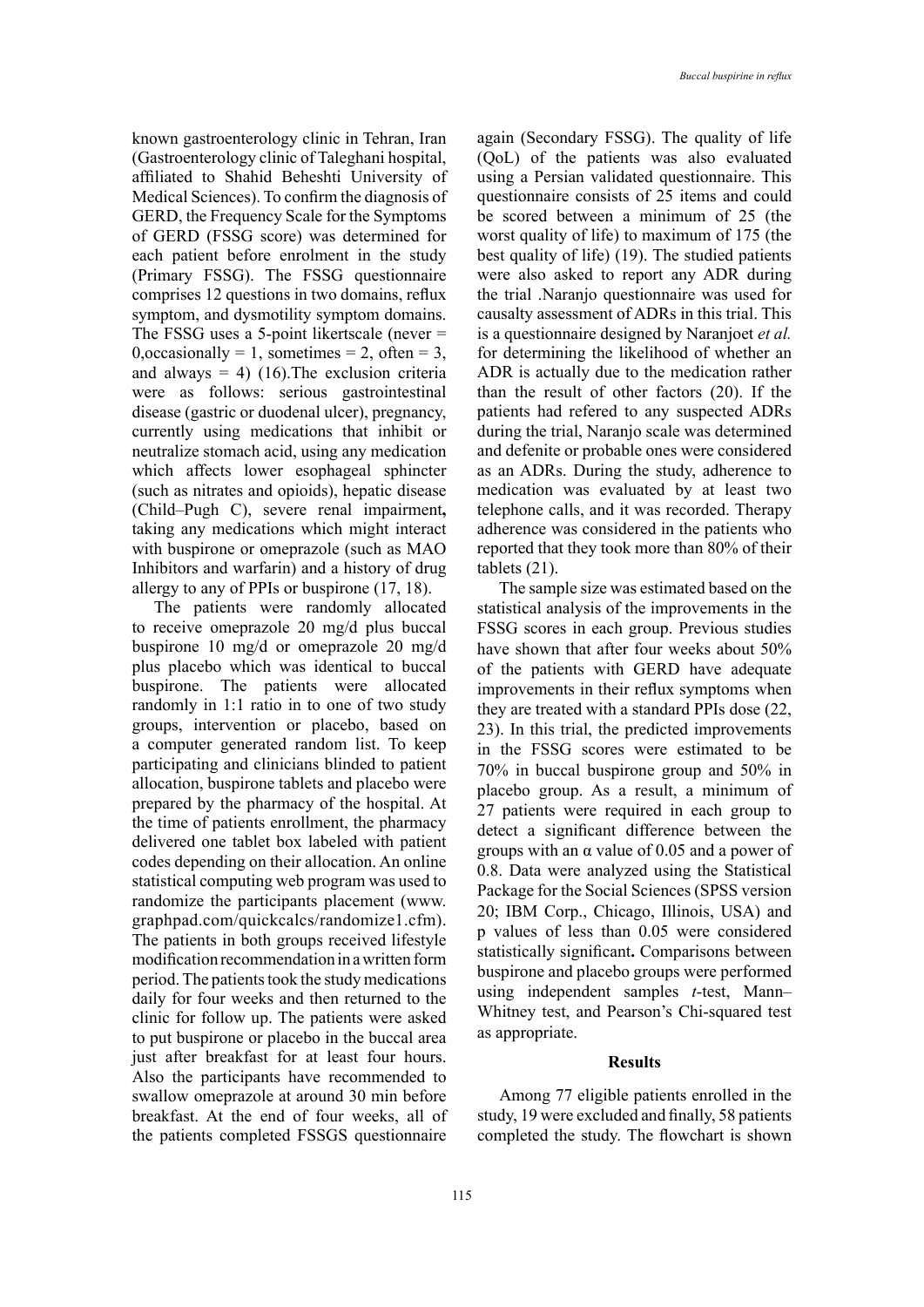known gastroenterology clinic in Tehran, Iran (Gastroenterology clinic of Taleghani hospital, affiliated to Shahid Beheshti University of Medical Sciences). To confirm the diagnosis of GERD, the Frequency Scale for the Symptoms of GERD (FSSG score) was determined for each patient before enrolment in the study (Primary FSSG). The FSSG questionnaire comprises 12 questions in two domains, reflux symptom, and dysmotility symptom domains. The FSSG uses a 5-point likertscale (never = 0,occasionally = 1, sometimes = 2, often = 3, and always = 4) (16).The exclusion criteria were as follows: serious gastrointestinal disease (gastric or duodenal ulcer), pregnancy, currently using medications that inhibit or neutralize stomach acid, using any medication which affects lower esophageal sphincter (such as nitrates and opioids), hepatic disease (Child–Pugh C), severe renal impairment**,** taking any medications which might interact with buspirone or omeprazole (such as MAO Inhibitors and warfarin) and a history of drug allergy to any of PPIs or buspirone (17, 18).

The patients were randomly allocated to receive omeprazole 20 mg/d plus buccal buspirone 10 mg/d or omeprazole 20 mg/d plus placebo which was identical to buccal buspirone. The patients were allocated randomly in 1:1 ratio in to one of two study groups, intervention or placebo, based on a computer generated random list. To keep participating and clinicians blinded to patient allocation, buspirone tablets and placebo were prepared by the pharmacy of the hospital. At the time of patients enrollment, the pharmacy delivered one tablet box labeled with patient codes depending on their allocation. An online statistical computing web program was used to randomize the participants placement (www.graphpad.com/quickcalcs/randomize1.cfm). The patients in both groups received lifestyle modification recommendation in a written form period. The patients took the study medications daily for four weeks and then returned to the clinic for follow up. The patients were asked to put buspirone or placebo in the buccal area just after breakfast for at least four hours. Also the participants have recommended to swallow omeprazole at around 30 min before breakfast. At the end of four weeks, all of the patients completed FSSGS questionnaire again (Secondary FSSG). The quality of life (QoL) of the patients was also evaluated using a Persian validated questionnaire. This questionnaire consists of 25 items and could be scored between a minimum of 25 (the worst quality of life) to maximum of 175 (the best quality of life) (19). The studied patients were also asked to report any ADR during the trial .Naranjo questionnaire was used for causalty assessment of ADRs in this trial. This is a questionnaire designed by Naranjoet *et al.* for determining the likelihood of whether an ADR is actually due to the medication rather than the result of other factors (20). If the patients had refered to any suspected ADRs during the trial, Naranjo scale was determined and defenite or probable ones were considered as an ADRs. During the study, adherence to medication was evaluated by at least two telephone calls, and it was recorded. Therapy adherence was considered in the patients who reported that they took more than 80% of their tablets (21).

The sample size was estimated based on the statistical analysis of the improvements in the FSSG scores in each group. Previous studies have shown that after four weeks about 50% of the patients with GERD have adequate improvements in their reflux symptoms when they are treated with a standard PPIs dose (22, 23). In this trial, the predicted improvements in the FSSG scores were estimated to be 70% in buccal buspirone group and 50% in placebo group. As a result, a minimum of 27 patients were required in each group to detect a significant difference between the groups with an $\alpha$ value of 0.05 and a power of 0.8. Data were analyzed using the Statistical Package for the Social Sciences (SPSS version 20; IBM Corp., Chicago, Illinois, USA) and p values of less than 0.05 were considered statistically significant**.** Comparisons between buspirone and placebo groups were performed using independent samples *t*-test, Mann–Whitney test, and Pearson's Chi-squared test as appropriate.

## Results

Among 77 eligible patients enrolled in the study, 19 were excluded and finally, 58 patients completed the study. The flowchart is shown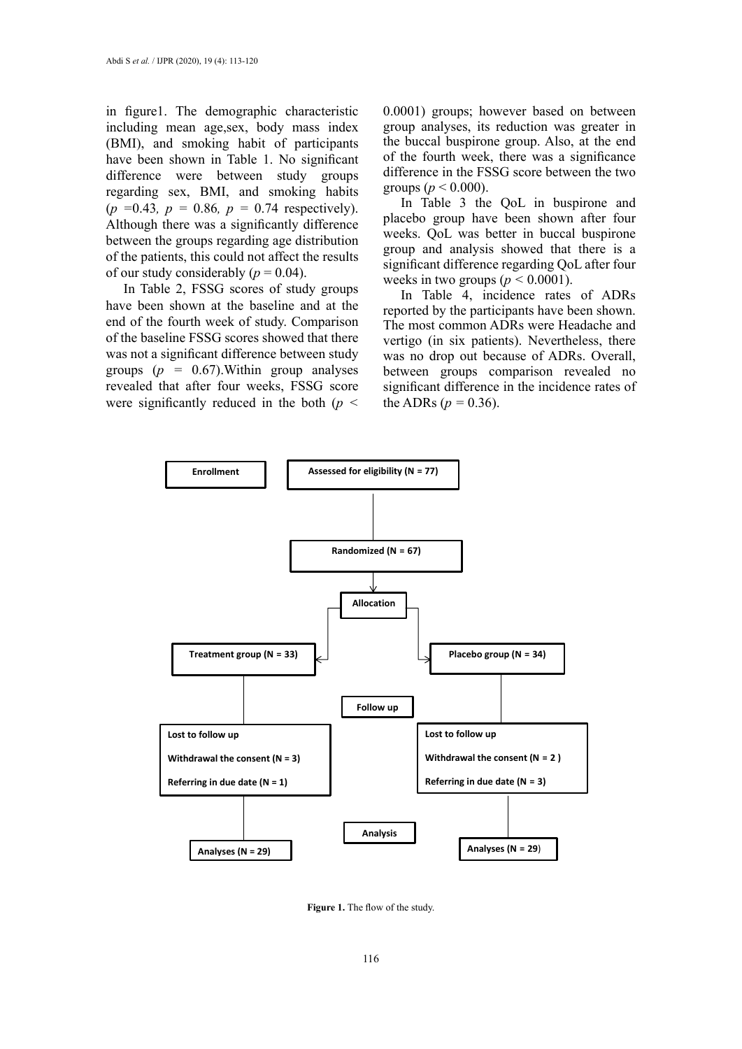in figure1. The demographic characteristic including mean age,sex, body mass index (BMI), and smoking habit of participants have been shown in Table 1. No significant difference were between study groups regarding sex, BMI, and smoking habits ($p$ =0.43*,* $p$ = 0.86*,* $p$ = 0.74 respectively). Although there was a significantly difference between the groups regarding age distribution of the patients, this could not affect the results of our study considerably ($p$ = 0.04).

In Table 2, FSSG scores of study groups have been shown at the baseline and at the end of the fourth week of study. Comparison of the baseline FSSG scores showed that there was not a significant difference between study groups ($p$ = 0.67).Within group analyses revealed that after four weeks, FSSG score were significantly reduced in the both ($p$ < 0.0001) groups; however based on between group analyses, its reduction was greater in the buccal buspirone group. Also, at the end of the fourth week, there was a significance difference in the FSSG score between the two groups ($p$ < 0.000).

In Table 3 the QoL in buspirone and placebo group have been shown after four weeks. QoL was better in buccal buspirone group and analysis showed that there is a significant difference regarding QoL after four weeks in two groups ($p$ < 0.0001).

In Table 4, incidence rates of ADRs reported by the participants have been shown. The most common ADRs were Headache and vertigo (in six patients). Nevertheless, there was no drop out because of ADRs. Overall, between groups comparison revealed no significant difference in the incidence rates of the ADRs ($p$ = 0.36).

**Enrollment** — **Assessed for eligibility (N = 77)**

**Randomized (N = 67)**

**Allocation**

**Treatment group (N = 33)** | **Placebo group (N = 34)**

**Follow up**

**Lost to follow up** — **Withdrawal the consent (N = 3)**, **Referring in due date (N = 1)** | **Lost to follow up** — **Withdrawal the consent (N = 2 )**, **Referring in due date (N = 3)**

**Analysis**

**Analyses (N = 29)** | **Analyses (N = 29)**

**Figure 1.** The flow of the study.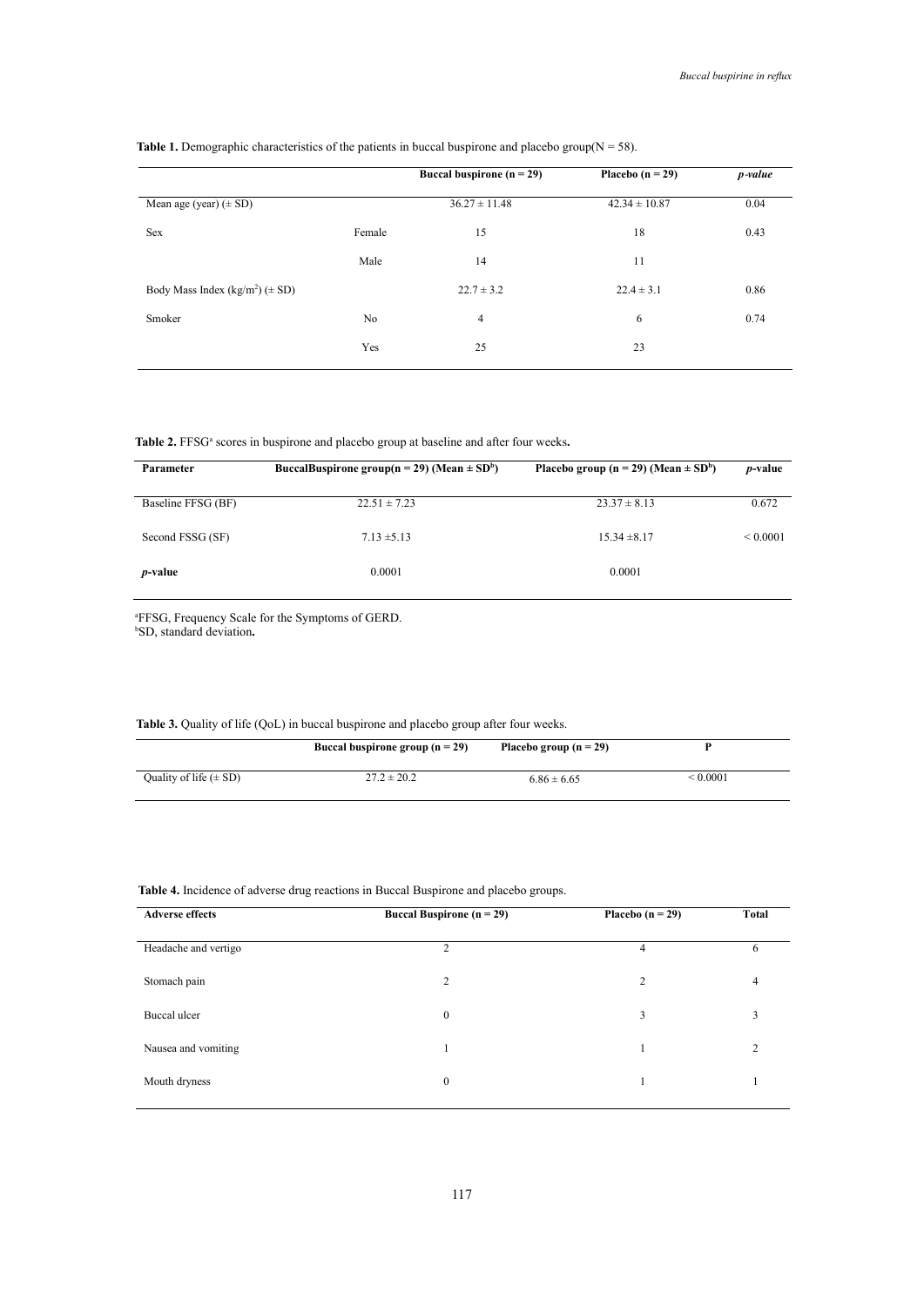**Table 1.** Demographic characteristics of the patients in buccal buspirone and placebo group(N = 58).

| | | Buccal buspirone (n = 29) | Placebo (n = 29) | *p-value* |
|---|---|---|---|---|
| Mean age (year) (± SD) | | 36.27 ± 11.48 | 42.34 ± 10.87 | 0.04 |
| Sex | Female | 15 | 18 | 0.43 |
| | Male | 14 | 11 | |
| Body Mass Index (kg/m$^2$) (± SD) | | 22.7 ± 3.2 | 22.4 ± 3.1 | 0.86 |
| Smoker | No | 4 | 6 | 0.74 |
| | Yes | 25 | 23 | |

**Table 2.** FFSG[a] scores in buspirone and placebo group at baseline and after four weeks**.**

| Parameter | BuccalBuspirone group(n = 29) (Mean ± SD[b]) | Placebo group (n = 29) (Mean ± SD[b]) | *p*-value |
|---|---|---|---|
| Baseline FFSG (BF) | 22.51 ± 7.23 | 23.37 ± 8.13 | 0.672 |
| Second FSSG (SF) | 7.13 ±5.13 | 15.34 ±8.17 | < 0.0001 |
| ***p*-value** | 0.0001 | 0.0001 | |

[a]FFSG, Frequency Scale for the Symptoms of GERD.
[b]SD, standard deviation**.**

**Table 3.** Quality of life (QoL) in buccal buspirone and placebo group after four weeks.

| | Buccal buspirone group (n = 29) | Placebo group (n = 29) | P |
|---|---|---|---|
| Quality of life (± SD) | 27.2 ± 20.2 | 6.86 ± 6.65 | < 0.0001 |

**Table 4.** Incidence of adverse drug reactions in Buccal Buspirone and placebo groups.

| Adverse effects | Buccal Buspirone (n = 29) | Placebo (n = 29) | Total |
|---|---|---|---|
| Headache and vertigo | 2 | 4 | 6 |
| Stomach pain | 2 | 2 | 4 |
| Buccal ulcer | 0 | 3 | 3 |
| Nausea and vomiting | 1 | 1 | 2 |
| Mouth dryness | 0 | 1 | 1 |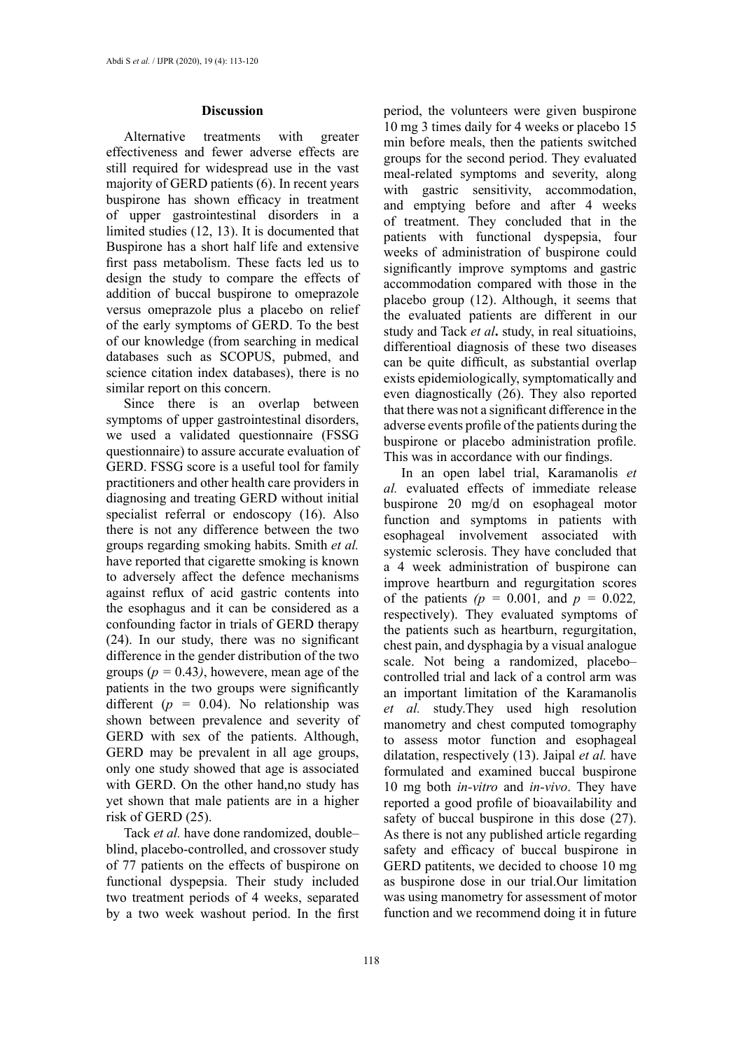## Discussion

Alternative treatments with greater effectiveness and fewer adverse effects are still required for widespread use in the vast majority of GERD patients (6). In recent years buspirone has shown efficacy in treatment of upper gastrointestinal disorders in a limited studies (12, 13). It is documented that Buspirone has a short half life and extensive first pass metabolism. These facts led us to design the study to compare the effects of addition of buccal buspirone to omeprazole versus omeprazole plus a placebo on relief of the early symptoms of GERD. To the best of our knowledge (from searching in medical databases such as SCOPUS, pubmed, and science citation index databases), there is no similar report on this concern.

Since there is an overlap between symptoms of upper gastrointestinal disorders, we used a validated questionnaire (FSSG questionnaire) to assure accurate evaluation of GERD. FSSG score is a useful tool for family practitioners and other health care providers in diagnosing and treating GERD without initial specialist referral or endoscopy (16). Also there is not any difference between the two groups regarding smoking habits. Smith *et al.* have reported that cigarette smoking is known to adversely affect the defence mechanisms against reflux of acid gastric contents into the esophagus and it can be considered as a confounding factor in trials of GERD therapy (24). In our study, there was no significant difference in the gender distribution of the two groups ($p = 0.43$), howevere, mean age of the patients in the two groups were significantly different ($p = 0.04$). No relationship was shown between prevalence and severity of GERD with sex of the patients. Although, GERD may be prevalent in all age groups, only one study showed that age is associated with GERD. On the other hand,no study has yet shown that male patients are in a higher risk of GERD (25).

Tack *et al.* have done randomized, double–blind, placebo-controlled, and crossover study of 77 patients on the effects of buspirone on functional dyspepsia. Their study included two treatment periods of 4 weeks, separated by a two week washout period. In the first period, the volunteers were given buspirone 10 mg 3 times daily for 4 weeks or placebo 15 min before meals, then the patients switched groups for the second period. They evaluated meal-related symptoms and severity, along with gastric sensitivity, accommodation, and emptying before and after 4 weeks of treatment. They concluded that in the patients with functional dyspepsia, four weeks of administration of buspirone could significantly improve symptoms and gastric accommodation compared with those in the placebo group (12). Although, it seems that the evaluated patients are different in our study and Tack *et al***.** study, in real situatioins, differentioal diagnosis of these two diseases can be quite difficult, as substantial overlap exists epidemiologically, symptomatically and even diagnostically (26). They also reported that there was not a significant difference in the adverse events profile of the patients during the buspirone or placebo administration profile. This was in accordance with our findings.

In an open label trial, Karamanolis *et al.* evaluated effects of immediate release buspirone 20 mg/d on esophageal motor function and symptoms in patients with esophageal involvement associated with systemic sclerosis. They have concluded that a 4 week administration of buspirone can improve heartburn and regurgitation scores of the patients *(*$p = 0.001$*,* and $p = 0.022$*,* respectively). They evaluated symptoms of the patients such as heartburn, regurgitation, chest pain, and dysphagia by a visual analogue scale. Not being a randomized, placebo–controlled trial and lack of a control arm was an important limitation of the Karamanolis *et al.* study.They used high resolution manometry and chest computed tomography to assess motor function and esophageal dilatation, respectively (13). Jaipal *et al.* have formulated and examined buccal buspirone 10 mg both *in-vitro* and *in-vivo*. They have reported a good profile of bioavailability and safety of buccal buspirone in this dose (27). As there is not any published article regarding safety and efficacy of buccal buspirone in GERD patitents, we decided to choose 10 mg as buspirone dose in our trial.Our limitation was using manometry for assessment of motor function and we recommend doing it in future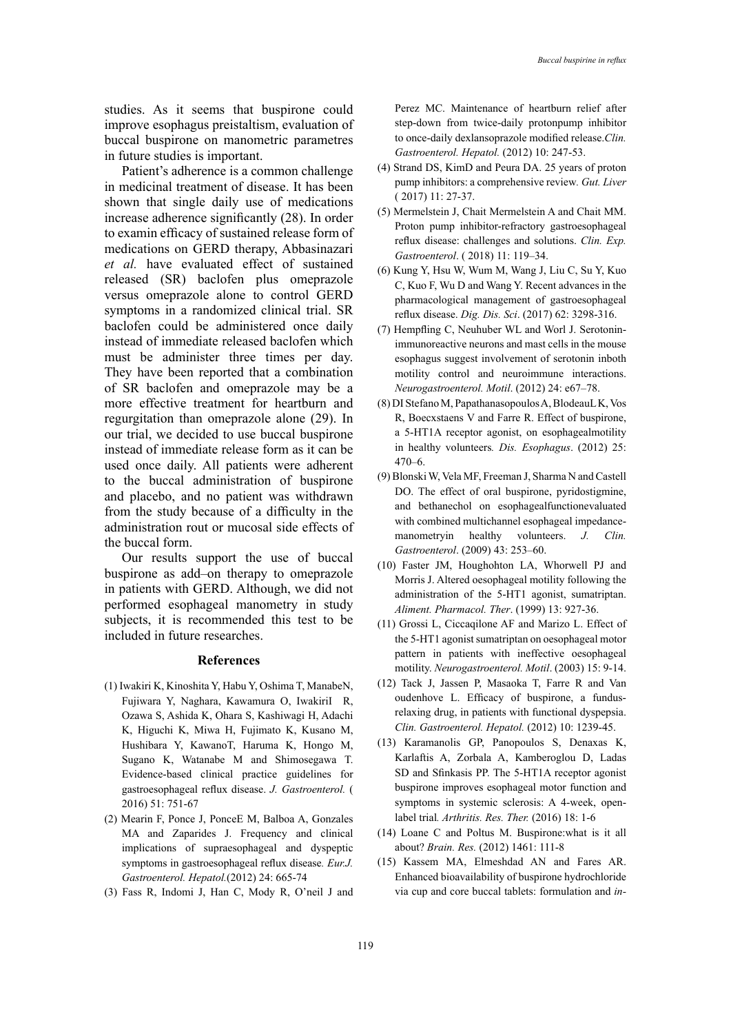studies. As it seems that buspirone could improve esophagus preistaltism, evaluation of buccal buspirone on manometric parametres in future studies is important.

Patient's adherence is a common challenge in medicinal treatment of disease. It has been shown that single daily use of medications increase adherence significantly (28). In order to examin efficacy of sustained release form of medications on GERD therapy, Abbasinazari *et al.* have evaluated effect of sustained released (SR) baclofen plus omeprazole versus omeprazole alone to control GERD symptoms in a randomized clinical trial. SR baclofen could be administered once daily instead of immediate released baclofen which must be administer three times per day. They have been reported that a combination of SR baclofen and omeprazole may be a more effective treatment for heartburn and regurgitation than omeprazole alone (29). In our trial, we decided to use buccal buspirone instead of immediate release form as it can be used once daily. All patients were adherent to the buccal administration of buspirone and placebo, and no patient was withdrawn from the study because of a difficulty in the administration rout or mucosal side effects of the buccal form.

Our results support the use of buccal buspirone as add–on therapy to omeprazole in patients with GERD. Although, we did not performed esophageal manometry in study subjects, it is recommended this test to be included in future researches.

## References

(1) Iwakiri K, Kinoshita Y, Habu Y, Oshima T, ManabeN, Fujiwara Y, Naghara, Kawamura O, IwakiriI R, Ozawa S, Ashida K, Ohara S, Kashiwagi H, Adachi K, Higuchi K, Miwa H, Fujimato K, Kusano M, Hushibara Y, KawanoT, Haruma K, Hongo M, Sugano K, Watanabe M and Shimosegawa T. Evidence-based clinical practice guidelines for gastroesophageal reflux disease. *J. Gastroenterol.* ( 2016) 51: 751-67

(2) Mearin F, Ponce J, PonceE M, Balboa A, Gonzales MA and Zaparides J. Frequency and clinical implications of supraesophageal and dyspeptic symptoms in gastroesophageal reflux disease*. Eur.J. Gastroenterol. Hepatol.*(2012) 24: 665-74

(3) Fass R, Indomi J, Han C, Mody R, O'neil J and Perez MC. Maintenance of heartburn relief after step-down from twice-daily protonpump inhibitor to once-daily dexlansoprazole modified release.*Clin. Gastroenterol. Hepatol.* (2012) 10: 247-53.

(4) Strand DS, KimD and Peura DA. 25 years of proton pump inhibitors: a comprehensive review*. Gut. Liver* ( 2017) 11: 27-37.

(5) Mermelstein J, Chait Mermelstein A and Chait MM. Proton pump inhibitor-refractory gastroesophageal reflux disease: challenges and solutions. *Clin. Exp. Gastroenterol*. ( 2018) 11: 119–34.

(6) Kung Y, Hsu W, Wum M, Wang J, Liu C, Su Y, Kuo C, Kuo F, Wu D and Wang Y. Recent advances in the pharmacological management of gastroesophageal reflux disease. *Dig. Dis. Sci*. (2017) 62: 3298-316.

(7) Hempfling C, Neuhuber WL and Worl J. Serotonin-immunoreactive neurons and mast cells in the mouse esophagus suggest involvement of serotonin inboth motility control and neuroimmune interactions. *Neurogastroenterol. Motil*. (2012) 24: e67–78.

(8) DI Stefano M, Papathanasopoulos A, BlodeauL K, Vos R, Boecxstaens V and Farre R. Effect of buspirone, a 5-HT1A receptor agonist, on esophagealmotility in healthy volunteers*. Dis. Esophagus*. (2012) 25: 470–6.

(9) Blonski W, Vela MF, Freeman J, Sharma N and Castell DO. The effect of oral buspirone, pyridostigmine, and bethanechol on esophagealfunctionevaluated with combined multichannel esophageal impedance-manometryin healthy volunteers. *J. Clin. Gastroenterol*. (2009) 43: 253–60.

(10) Faster JM, Houghohton LA, Whorwell PJ and Morris J. Altered oesophageal motility following the administration of the 5-HT1 agonist, sumatriptan. *Aliment. Pharmacol. Ther*. (1999) 13: 927-36.

(11) Grossi L, Ciccaqilone AF and Marizo L. Effect of the 5-HT1 agonist sumatriptan on oesophageal motor pattern in patients with ineffective oesophageal motility. *Neurogastroenterol. Motil*. (2003) 15: 9-14.

(12) Tack J, Jassen P, Masaoka T, Farre R and Van oudenhove L. Efficacy of buspirone, a fundus-relaxing drug, in patients with functional dyspepsia. *Clin. Gastroenterol. Hepatol.* (2012) 10: 1239-45.

(13) Karamanolis GP, Panopoulos S, Denaxas K, Karlaftis A, Zorbala A, Kamberoglou D, Ladas SD and Sfinkasis PP. The 5-HT1A receptor agonist buspirone improves esophageal motor function and symptoms in systemic sclerosis: A 4-week, open-label trial*. Arthritis. Res. Ther.* (2016) 18: 1-6

(14) Loane C and Poltus M. Buspirone:what is it all about? *Brain. Res.* (2012) 1461: 111-8

(15) Kassem MA, Elmeshdad AN and Fares AR. Enhanced bioavailability of buspirone hydrochloride via cup and core buccal tablets: formulation and *in-*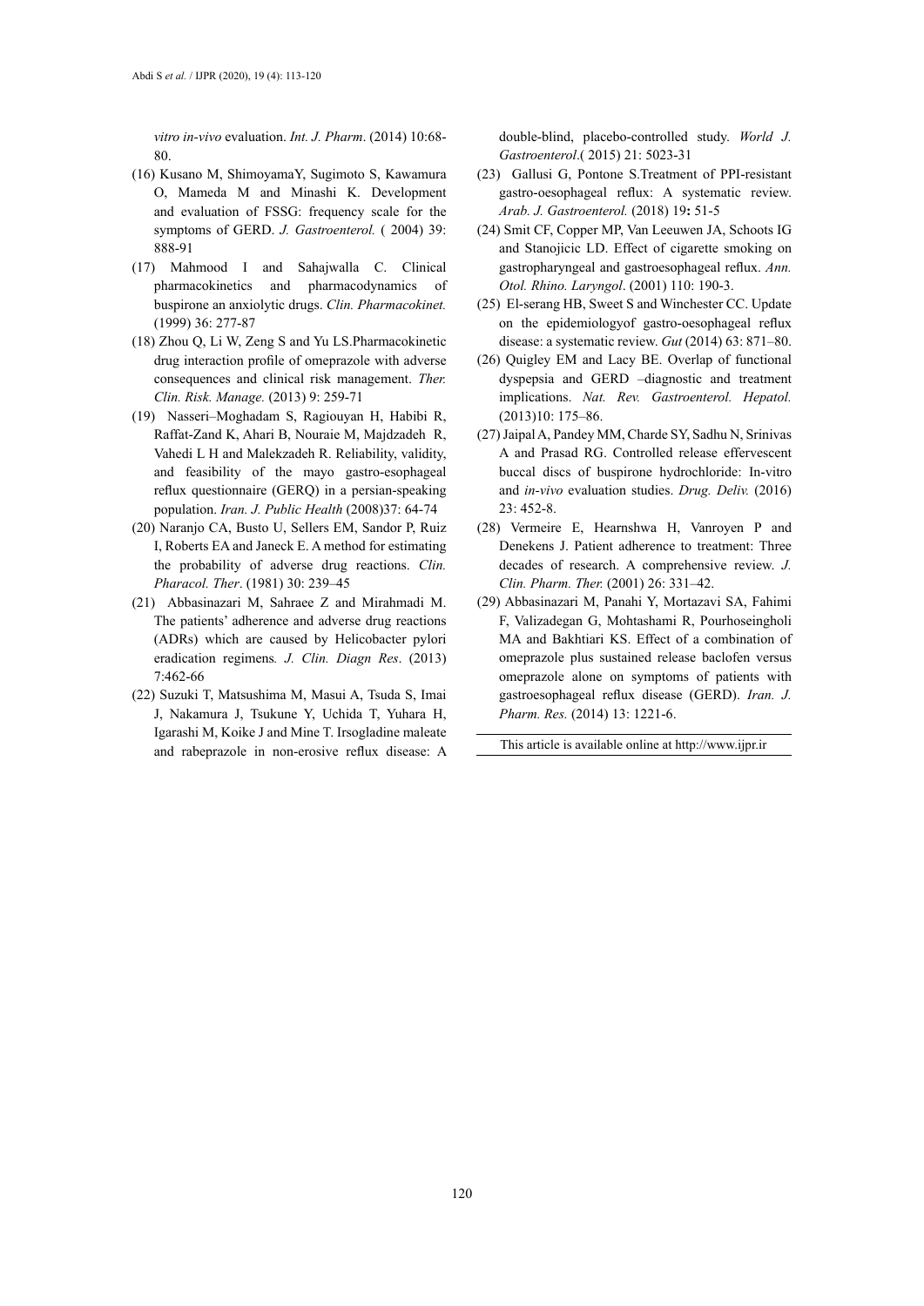*vitro in-vivo* evaluation. *Int. J. Pharm*. (2014) 10:68-80.

(16) Kusano M, ShimoyamaY, Sugimoto S, Kawamura O, Mameda M and Minashi K. Development and evaluation of FSSG: frequency scale for the symptoms of GERD. *J. Gastroenterol.* ( 2004) 39: 888-91

(17) Mahmood I and Sahajwalla C. Clinical pharmacokinetics and pharmacodynamics of buspirone an anxiolytic drugs. *Clin. Pharmacokinet.* (1999) 36: 277-87

(18) Zhou Q, Li W, Zeng S and Yu LS.Pharmacokinetic drug interaction profile of omeprazole with adverse consequences and clinical risk management. *Ther. Clin. Risk. Manage.* (2013) 9: 259-71

(19) Nasseri–Moghadam S, Ragiouyan H, Habibi R, Raffat-Zand K, Ahari B, Nouraie M, Majdzadeh R, Vahedi L H and Malekzadeh R. Reliability, validity, and feasibility of the mayo gastro-esophageal reflux questionnaire (GERQ) in a persian-speaking population. *Iran. J. Public Health* (2008)37: 64-74

(20) Naranjo CA, Busto U, Sellers EM, Sandor P, Ruiz I, Roberts EA and Janeck E. A method for estimating the probability of adverse drug reactions. *Clin. Pharacol. Ther*. (1981) 30: 239–45

(21) Abbasinazari M, Sahraee Z and Mirahmadi M. The patients' adherence and adverse drug reactions (ADRs) which are caused by Helicobacter pylori eradication regimens*. J. Clin. Diagn Res*. (2013) 7:462-66

(22) Suzuki T, Matsushima M, Masui A, Tsuda S, Imai J, Nakamura J, Tsukune Y, Uchida T, Yuhara H, Igarashi M, Koike J and Mine T. Irsogladine maleate and rabeprazole in non-erosive reflux disease: A double-blind, placebo-controlled study. *World J. Gastroenterol*.( 2015) 21: 5023-31

(23) Gallusi G, Pontone S.Treatment of PPI-resistant gastro-oesophageal reflux: A systematic review. *Arab. J. Gastroenterol.* (2018) 19**:** 51-5

(24) Smit CF, Copper MP, Van Leeuwen JA, Schoots IG and Stanojicic LD. Effect of cigarette smoking on gastropharyngeal and gastroesophageal reflux. *Ann. Otol. Rhino. Laryngol*. (2001) 110: 190-3.

(25) El-serang HB, Sweet S and Winchester CC. Update on the epidemiologyof gastro-oesophageal reflux disease: a systematic review. *Gut* (2014) 63: 871–80.

(26) Quigley EM and Lacy BE. Overlap of functional dyspepsia and GERD –diagnostic and treatment implications. *Nat. Rev. Gastroenterol. Hepatol.* (2013)10: 175–86.

(27) Jaipal A, Pandey MM, Charde SY, Sadhu N, Srinivas A and Prasad RG. Controlled release effervescent buccal discs of buspirone hydrochloride: In-vitro and *in-vivo* evaluation studies. *Drug. Deliv.* (2016) 23: 452-8.

(28) Vermeire E, Hearnshwa H, Vanroyen P and Denekens J. Patient adherence to treatment: Three decades of research. A comprehensive review. *J. Clin. Pharm. Ther.* (2001) 26: 331–42.

(29) Abbasinazari M, Panahi Y, Mortazavi SA, Fahimi F, Valizadegan G, Mohtashami R, Pourhoseingholi MA and Bakhtiari KS. Effect of a combination of omeprazole plus sustained release baclofen versus omeprazole alone on symptoms of patients with gastroesophageal reflux disease (GERD). *Iran. J. Pharm. Res.* (2014) 13: 1221-6.

This article is available online at http://www.ijpr.ir